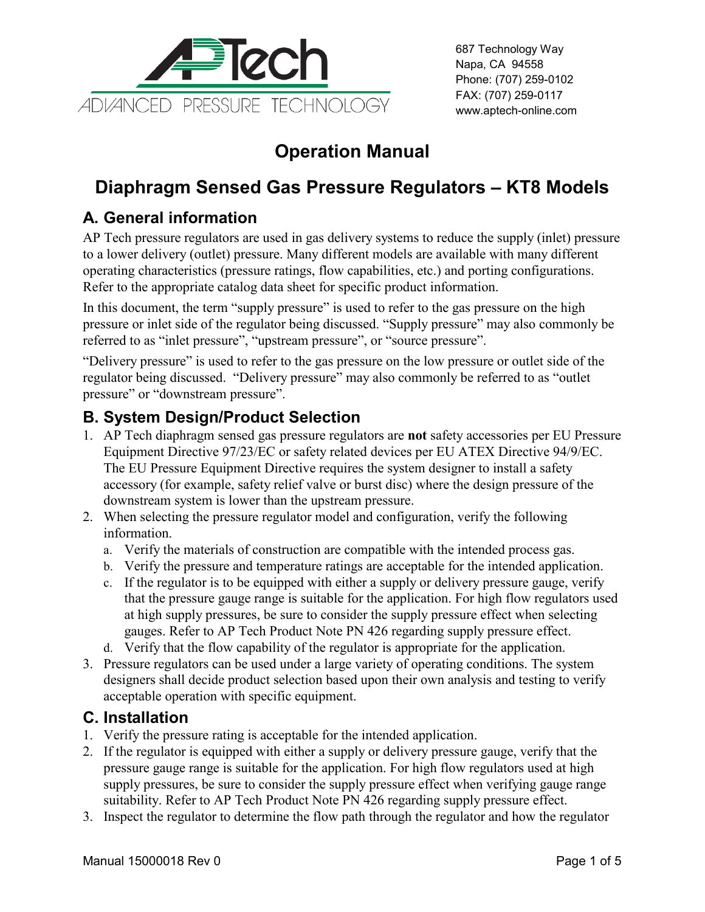AP Tech
ADVANCED PRESSURE TECHNOLOGY

687 Technology Way
Napa, CA 94558
Phone: (707) 259-0102
FAX: (707) 259-0117
www.aptech-online.com

# Operation Manual

# Diaphragm Sensed Gas Pressure Regulators – KT8 Models

## A. General information

AP Tech pressure regulators are used in gas delivery systems to reduce the supply (inlet) pressure to a lower delivery (outlet) pressure. Many different models are available with many different operating characteristics (pressure ratings, flow capabilities, etc.) and porting configurations. Refer to the appropriate catalog data sheet for specific product information.

In this document, the term "supply pressure" is used to refer to the gas pressure on the high pressure or inlet side of the regulator being discussed. "Supply pressure" may also commonly be referred to as "inlet pressure", "upstream pressure", or "source pressure".

"Delivery pressure" is used to refer to the gas pressure on the low pressure or outlet side of the regulator being discussed. "Delivery pressure" may also commonly be referred to as "outlet pressure" or "downstream pressure".

## B. System Design/Product Selection

1. AP Tech diaphragm sensed gas pressure regulators are **not** safety accessories per EU Pressure Equipment Directive 97/23/EC or safety related devices per EU ATEX Directive 94/9/EC. The EU Pressure Equipment Directive requires the system designer to install a safety accessory (for example, safety relief valve or burst disc) where the design pressure of the downstream system is lower than the upstream pressure.
2. When selecting the pressure regulator model and configuration, verify the following information.
   a. Verify the materials of construction are compatible with the intended process gas.
   b. Verify the pressure and temperature ratings are acceptable for the intended application.
   c. If the regulator is to be equipped with either a supply or delivery pressure gauge, verify that the pressure gauge range is suitable for the application. For high flow regulators used at high supply pressures, be sure to consider the supply pressure effect when selecting gauges. Refer to AP Tech Product Note PN 426 regarding supply pressure effect.
   d. Verify that the flow capability of the regulator is appropriate for the application.
3. Pressure regulators can be used under a large variety of operating conditions. The system designers shall decide product selection based upon their own analysis and testing to verify acceptable operation with specific equipment.

## C. Installation

1. Verify the pressure rating is acceptable for the intended application.
2. If the regulator is equipped with either a supply or delivery pressure gauge, verify that the pressure gauge range is suitable for the application. For high flow regulators used at high supply pressures, be sure to consider the supply pressure effect when verifying gauge range suitability. Refer to AP Tech Product Note PN 426 regarding supply pressure effect.
3. Inspect the regulator to determine the flow path through the regulator and how the regulator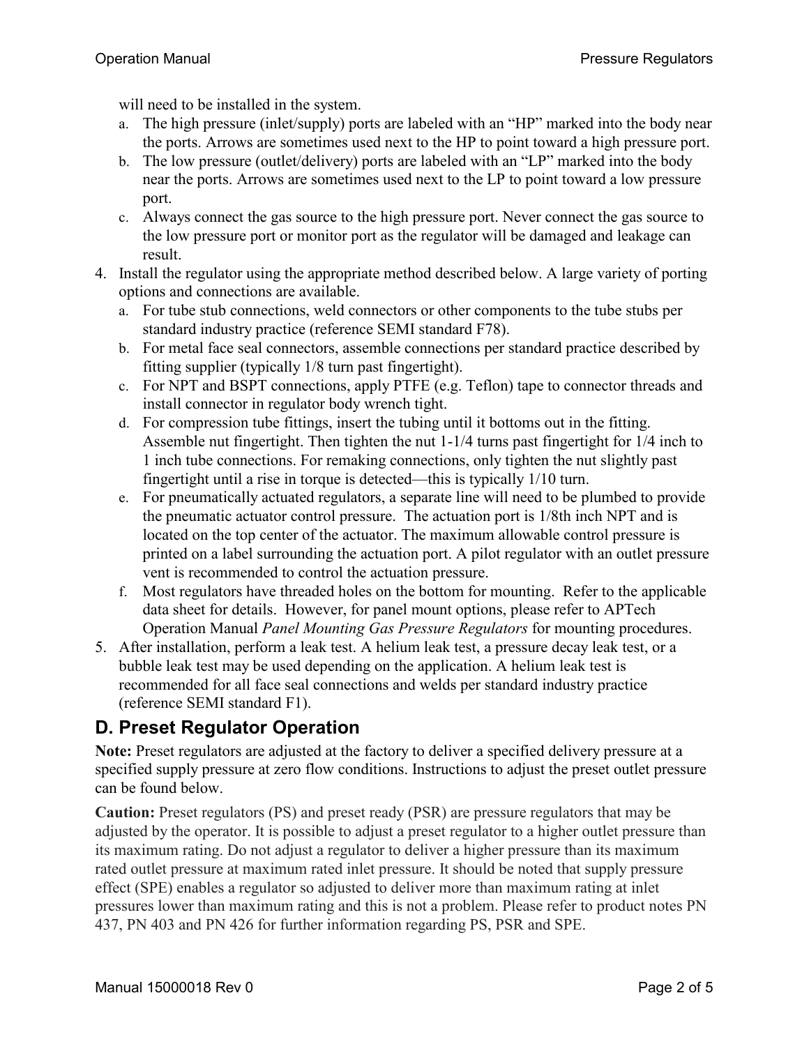will need to be installed in the system.

a. The high pressure (inlet/supply) ports are labeled with an “HP” marked into the body near the ports. Arrows are sometimes used next to the HP to point toward a high pressure port.
b. The low pressure (outlet/delivery) ports are labeled with an “LP” marked into the body near the ports. Arrows are sometimes used next to the LP to point toward a low pressure port.
c. Always connect the gas source to the high pressure port. Never connect the gas source to the low pressure port or monitor port as the regulator will be damaged and leakage can result.

4. Install the regulator using the appropriate method described below. A large variety of porting options and connections are available.
   a. For tube stub connections, weld connectors or other components to the tube stubs per standard industry practice (reference SEMI standard F78).
   b. For metal face seal connectors, assemble connections per standard practice described by fitting supplier (typically 1/8 turn past fingertight).
   c. For NPT and BSPT connections, apply PTFE (e.g. Teflon) tape to connector threads and install connector in regulator body wrench tight.
   d. For compression tube fittings, insert the tubing until it bottoms out in the fitting. Assemble nut fingertight. Then tighten the nut 1-1/4 turns past fingertight for 1/4 inch to 1 inch tube connections. For remaking connections, only tighten the nut slightly past fingertight until a rise in torque is detected—this is typically 1/10 turn.
   e. For pneumatically actuated regulators, a separate line will need to be plumbed to provide the pneumatic actuator control pressure. The actuation port is 1/8th inch NPT and is located on the top center of the actuator. The maximum allowable control pressure is printed on a label surrounding the actuation port. A pilot regulator with an outlet pressure vent is recommended to control the actuation pressure.
   f. Most regulators have threaded holes on the bottom for mounting. Refer to the applicable data sheet for details. However, for panel mount options, please refer to APTech Operation Manual *Panel Mounting Gas Pressure Regulators* for mounting procedures.
5. After installation, perform a leak test. A helium leak test, a pressure decay leak test, or a bubble leak test may be used depending on the application. A helium leak test is recommended for all face seal connections and welds per standard industry practice (reference SEMI standard F1).

## D. Preset Regulator Operation

**Note:** Preset regulators are adjusted at the factory to deliver a specified delivery pressure at a specified supply pressure at zero flow conditions. Instructions to adjust the preset outlet pressure can be found below.

**Caution:** Preset regulators (PS) and preset ready (PSR) are pressure regulators that may be adjusted by the operator. It is possible to adjust a preset regulator to a higher outlet pressure than its maximum rating. Do not adjust a regulator to deliver a higher pressure than its maximum rated outlet pressure at maximum rated inlet pressure. It should be noted that supply pressure effect (SPE) enables a regulator so adjusted to deliver more than maximum rating at inlet pressures lower than maximum rating and this is not a problem. Please refer to product notes PN 437, PN 403 and PN 426 for further information regarding PS, PSR and SPE.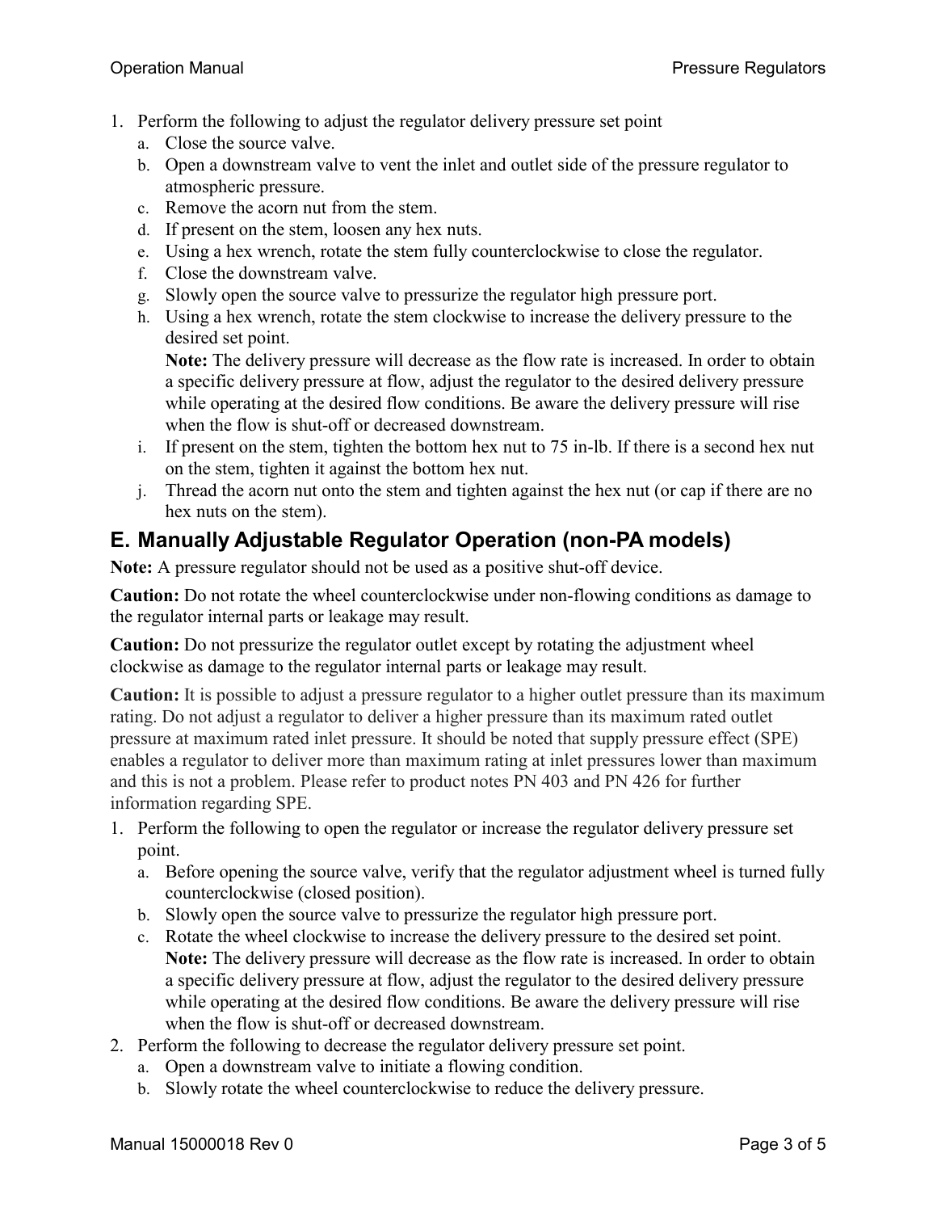1. Perform the following to adjust the regulator delivery pressure set point
   a. Close the source valve.
   b. Open a downstream valve to vent the inlet and outlet side of the pressure regulator to atmospheric pressure.
   c. Remove the acorn nut from the stem.
   d. If present on the stem, loosen any hex nuts.
   e. Using a hex wrench, rotate the stem fully counterclockwise to close the regulator.
   f. Close the downstream valve.
   g. Slowly open the source valve to pressurize the regulator high pressure port.
   h. Using a hex wrench, rotate the stem clockwise to increase the delivery pressure to the desired set point.
      **Note:** The delivery pressure will decrease as the flow rate is increased. In order to obtain a specific delivery pressure at flow, adjust the regulator to the desired delivery pressure while operating at the desired flow conditions. Be aware the delivery pressure will rise when the flow is shut-off or decreased downstream.
   i. If present on the stem, tighten the bottom hex nut to 75 in-lb. If there is a second hex nut on the stem, tighten it against the bottom hex nut.
   j. Thread the acorn nut onto the stem and tighten against the hex nut (or cap if there are no hex nuts on the stem).

## E. Manually Adjustable Regulator Operation (non-PA models)

**Note:** A pressure regulator should not be used as a positive shut-off device.

**Caution:** Do not rotate the wheel counterclockwise under non-flowing conditions as damage to the regulator internal parts or leakage may result.

**Caution:** Do not pressurize the regulator outlet except by rotating the adjustment wheel clockwise as damage to the regulator internal parts or leakage may result.

**Caution:** It is possible to adjust a pressure regulator to a higher outlet pressure than its maximum rating. Do not adjust a regulator to deliver a higher pressure than its maximum rated outlet pressure at maximum rated inlet pressure. It should be noted that supply pressure effect (SPE) enables a regulator to deliver more than maximum rating at inlet pressures lower than maximum and this is not a problem. Please refer to product notes PN 403 and PN 426 for further information regarding SPE.

1. Perform the following to open the regulator or increase the regulator delivery pressure set point.
   a. Before opening the source valve, verify that the regulator adjustment wheel is turned fully counterclockwise (closed position).
   b. Slowly open the source valve to pressurize the regulator high pressure port.
   c. Rotate the wheel clockwise to increase the delivery pressure to the desired set point.
      **Note:** The delivery pressure will decrease as the flow rate is increased. In order to obtain a specific delivery pressure at flow, adjust the regulator to the desired delivery pressure while operating at the desired flow conditions. Be aware the delivery pressure will rise when the flow is shut-off or decreased downstream.
2. Perform the following to decrease the regulator delivery pressure set point.
   a. Open a downstream valve to initiate a flowing condition.
   b. Slowly rotate the wheel counterclockwise to reduce the delivery pressure.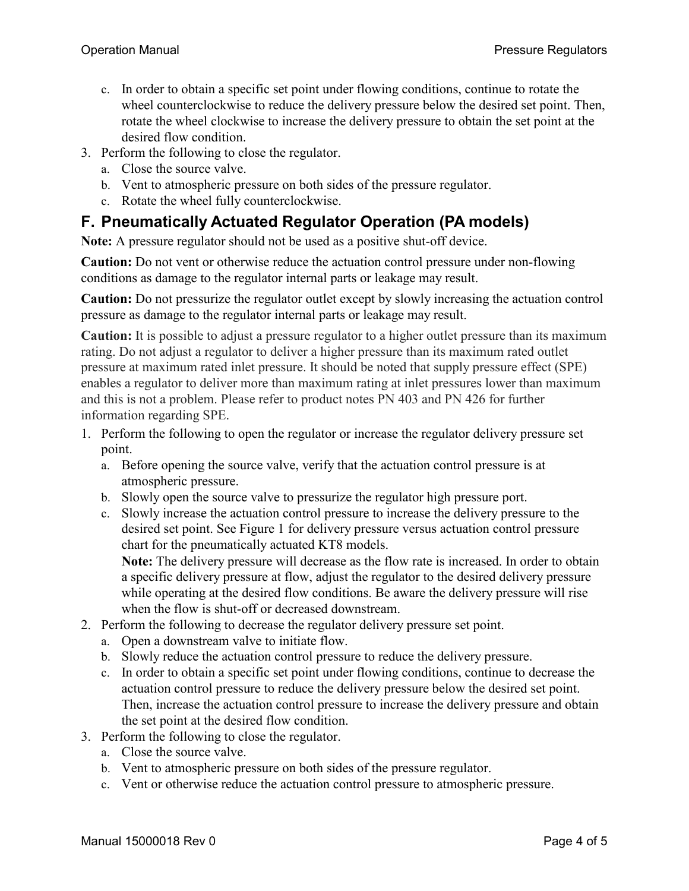c. In order to obtain a specific set point under flowing conditions, continue to rotate the wheel counterclockwise to reduce the delivery pressure below the desired set point. Then, rotate the wheel clockwise to increase the delivery pressure to obtain the set point at the desired flow condition.

3. Perform the following to close the regulator.
   a. Close the source valve.
   b. Vent to atmospheric pressure on both sides of the pressure regulator.
   c. Rotate the wheel fully counterclockwise.

## F. Pneumatically Actuated Regulator Operation (PA models)

**Note:** A pressure regulator should not be used as a positive shut-off device.

**Caution:** Do not vent or otherwise reduce the actuation control pressure under non-flowing conditions as damage to the regulator internal parts or leakage may result.

**Caution:** Do not pressurize the regulator outlet except by slowly increasing the actuation control pressure as damage to the regulator internal parts or leakage may result.

**Caution:** It is possible to adjust a pressure regulator to a higher outlet pressure than its maximum rating. Do not adjust a regulator to deliver a higher pressure than its maximum rated outlet pressure at maximum rated inlet pressure. It should be noted that supply pressure effect (SPE) enables a regulator to deliver more than maximum rating at inlet pressures lower than maximum and this is not a problem. Please refer to product notes PN 403 and PN 426 for further information regarding SPE.

1. Perform the following to open the regulator or increase the regulator delivery pressure set point.
   a. Before opening the source valve, verify that the actuation control pressure is at atmospheric pressure.
   b. Slowly open the source valve to pressurize the regulator high pressure port.
   c. Slowly increase the actuation control pressure to increase the delivery pressure to the desired set point. See Figure 1 for delivery pressure versus actuation control pressure chart for the pneumatically actuated KT8 models.
      **Note:** The delivery pressure will decrease as the flow rate is increased. In order to obtain a specific delivery pressure at flow, adjust the regulator to the desired delivery pressure while operating at the desired flow conditions. Be aware the delivery pressure will rise when the flow is shut-off or decreased downstream.
2. Perform the following to decrease the regulator delivery pressure set point.
   a. Open a downstream valve to initiate flow.
   b. Slowly reduce the actuation control pressure to reduce the delivery pressure.
   c. In order to obtain a specific set point under flowing conditions, continue to decrease the actuation control pressure to reduce the delivery pressure below the desired set point. Then, increase the actuation control pressure to increase the delivery pressure and obtain the set point at the desired flow condition.
3. Perform the following to close the regulator.
   a. Close the source valve.
   b. Vent to atmospheric pressure on both sides of the pressure regulator.
   c. Vent or otherwise reduce the actuation control pressure to atmospheric pressure.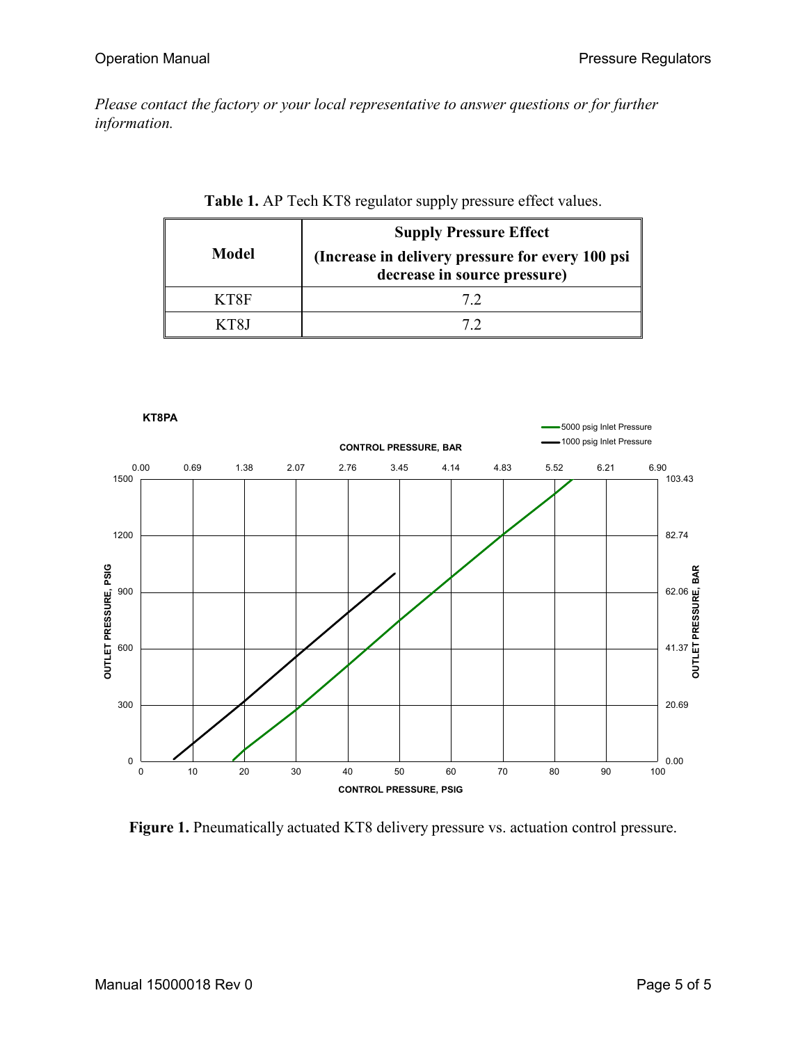*Please contact the factory or your local representative to answer questions or for further information.*

**Table 1.** AP Tech KT8 regulator supply pressure effect values.

| Model | Supply Pressure Effect (Increase in delivery pressure for every 100 psi decrease in source pressure) |
|---|---|
| KT8F | 7.2 |
| KT8J | 7.2 |

KT8PA

5000 psig Inlet Pressure
1000 psig Inlet Pressure

CONTROL PRESSURE, BAR

0.00 0.69 1.38 2.07 2.76 3.45 4.14 4.83 5.52 6.21 6.90

OUTLET PRESSURE, PSIG

1500 1200 900 600 300 0

OUTLET PRESSURE, BAR

103.43 82.74 62.06 41.37 20.69 0.00

0 10 20 30 40 50 60 70 80 90 100

CONTROL PRESSURE, PSIG

**Figure 1.** Pneumatically actuated KT8 delivery pressure vs. actuation control pressure.